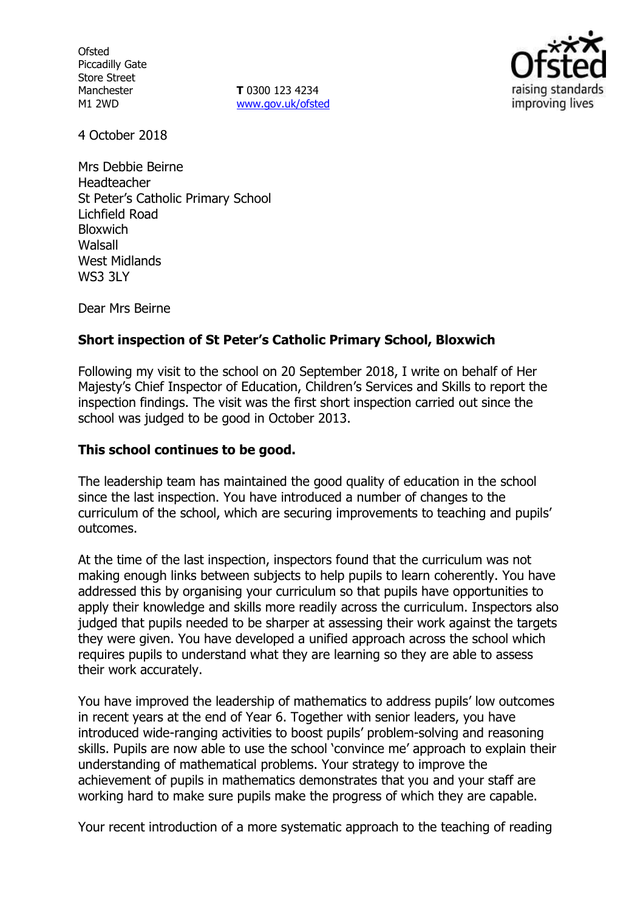Ofsted
Piccadilly Gate
Store Street
Manchester
M1 2WD

**T** 0300 123 4234
www.gov.uk/ofsted

4 October 2018

Mrs Debbie Beirne
Headteacher
St Peter's Catholic Primary School
Lichfield Road
Bloxwich
Walsall
West Midlands
WS3 3LY

Dear Mrs Beirne

**Short inspection of St Peter's Catholic Primary School, Bloxwich**

Following my visit to the school on 20 September 2018, I write on behalf of Her Majesty's Chief Inspector of Education, Children's Services and Skills to report the inspection findings. The visit was the first short inspection carried out since the school was judged to be good in October 2013.

**This school continues to be good.**

The leadership team has maintained the good quality of education in the school since the last inspection. You have introduced a number of changes to the curriculum of the school, which are securing improvements to teaching and pupils' outcomes.

At the time of the last inspection, inspectors found that the curriculum was not making enough links between subjects to help pupils to learn coherently. You have addressed this by organising your curriculum so that pupils have opportunities to apply their knowledge and skills more readily across the curriculum. Inspectors also judged that pupils needed to be sharper at assessing their work against the targets they were given. You have developed a unified approach across the school which requires pupils to understand what they are learning so they are able to assess their work accurately.

You have improved the leadership of mathematics to address pupils' low outcomes in recent years at the end of Year 6. Together with senior leaders, you have introduced wide-ranging activities to boost pupils' problem-solving and reasoning skills. Pupils are now able to use the school 'convince me' approach to explain their understanding of mathematical problems. Your strategy to improve the achievement of pupils in mathematics demonstrates that you and your staff are working hard to make sure pupils make the progress of which they are capable.

Your recent introduction of a more systematic approach to the teaching of reading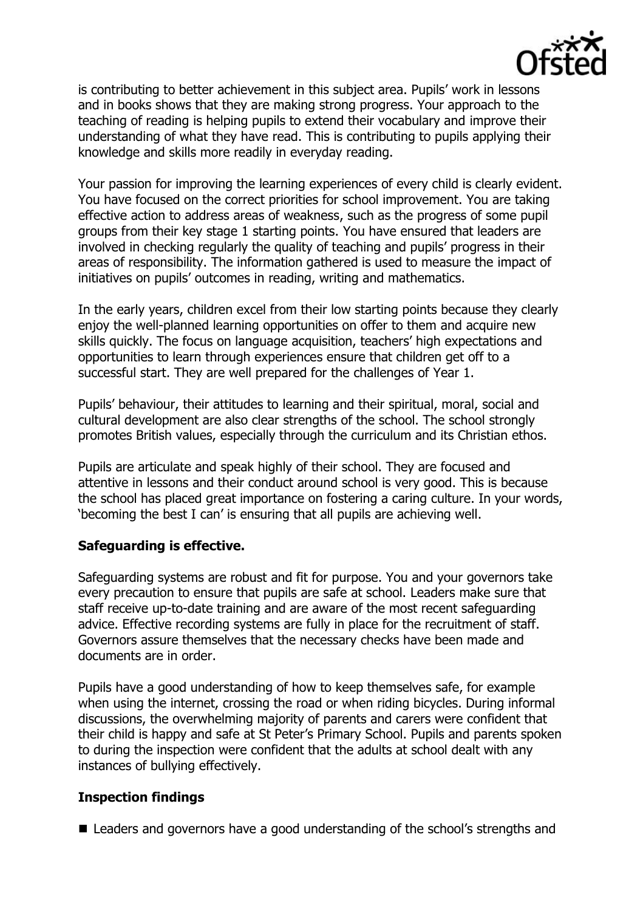is contributing to better achievement in this subject area. Pupils' work in lessons and in books shows that they are making strong progress. Your approach to the teaching of reading is helping pupils to extend their vocabulary and improve their understanding of what they have read. This is contributing to pupils applying their knowledge and skills more readily in everyday reading.

Your passion for improving the learning experiences of every child is clearly evident. You have focused on the correct priorities for school improvement. You are taking effective action to address areas of weakness, such as the progress of some pupil groups from their key stage 1 starting points. You have ensured that leaders are involved in checking regularly the quality of teaching and pupils' progress in their areas of responsibility. The information gathered is used to measure the impact of initiatives on pupils' outcomes in reading, writing and mathematics.

In the early years, children excel from their low starting points because they clearly enjoy the well-planned learning opportunities on offer to them and acquire new skills quickly. The focus on language acquisition, teachers' high expectations and opportunities to learn through experiences ensure that children get off to a successful start. They are well prepared for the challenges of Year 1.

Pupils' behaviour, their attitudes to learning and their spiritual, moral, social and cultural development are also clear strengths of the school. The school strongly promotes British values, especially through the curriculum and its Christian ethos.

Pupils are articulate and speak highly of their school. They are focused and attentive in lessons and their conduct around school is very good. This is because the school has placed great importance on fostering a caring culture. In your words, 'becoming the best I can' is ensuring that all pupils are achieving well.

**Safeguarding is effective.**

Safeguarding systems are robust and fit for purpose. You and your governors take every precaution to ensure that pupils are safe at school. Leaders make sure that staff receive up-to-date training and are aware of the most recent safeguarding advice. Effective recording systems are fully in place for the recruitment of staff. Governors assure themselves that the necessary checks have been made and documents are in order.

Pupils have a good understanding of how to keep themselves safe, for example when using the internet, crossing the road or when riding bicycles. During informal discussions, the overwhelming majority of parents and carers were confident that their child is happy and safe at St Peter's Primary School. Pupils and parents spoken to during the inspection were confident that the adults at school dealt with any instances of bullying effectively.

**Inspection findings**

- Leaders and governors have a good understanding of the school's strengths and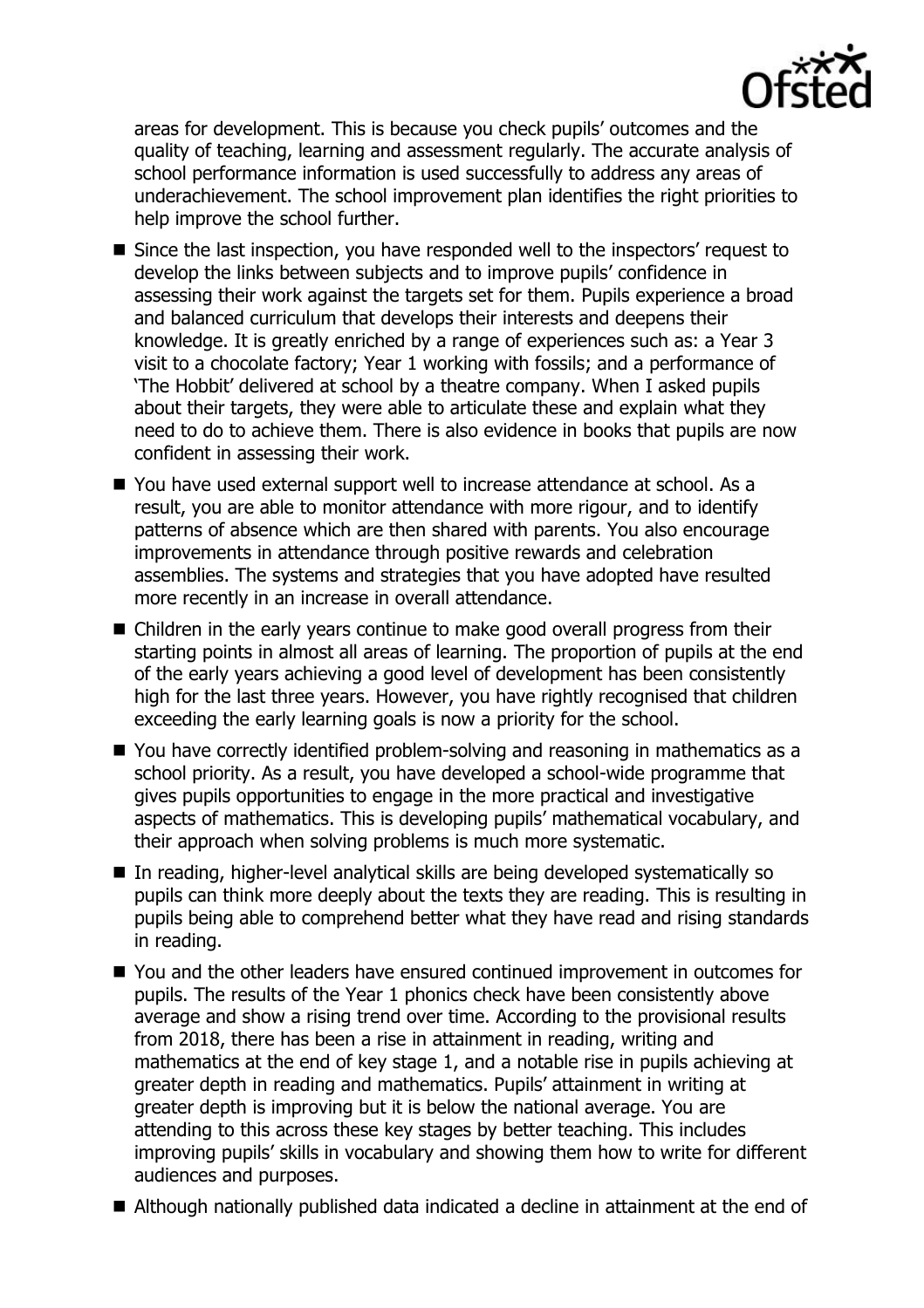areas for development. This is because you check pupils' outcomes and the quality of teaching, learning and assessment regularly. The accurate analysis of school performance information is used successfully to address any areas of underachievement. The school improvement plan identifies the right priorities to help improve the school further.

- Since the last inspection, you have responded well to the inspectors' request to develop the links between subjects and to improve pupils' confidence in assessing their work against the targets set for them. Pupils experience a broad and balanced curriculum that develops their interests and deepens their knowledge. It is greatly enriched by a range of experiences such as: a Year 3 visit to a chocolate factory; Year 1 working with fossils; and a performance of 'The Hobbit' delivered at school by a theatre company. When I asked pupils about their targets, they were able to articulate these and explain what they need to do to achieve them. There is also evidence in books that pupils are now confident in assessing their work.
- You have used external support well to increase attendance at school. As a result, you are able to monitor attendance with more rigour, and to identify patterns of absence which are then shared with parents. You also encourage improvements in attendance through positive rewards and celebration assemblies. The systems and strategies that you have adopted have resulted more recently in an increase in overall attendance.
- Children in the early years continue to make good overall progress from their starting points in almost all areas of learning. The proportion of pupils at the end of the early years achieving a good level of development has been consistently high for the last three years. However, you have rightly recognised that children exceeding the early learning goals is now a priority for the school.
- You have correctly identified problem-solving and reasoning in mathematics as a school priority. As a result, you have developed a school-wide programme that gives pupils opportunities to engage in the more practical and investigative aspects of mathematics. This is developing pupils' mathematical vocabulary, and their approach when solving problems is much more systematic.
- In reading, higher-level analytical skills are being developed systematically so pupils can think more deeply about the texts they are reading. This is resulting in pupils being able to comprehend better what they have read and rising standards in reading.
- You and the other leaders have ensured continued improvement in outcomes for pupils. The results of the Year 1 phonics check have been consistently above average and show a rising trend over time. According to the provisional results from 2018, there has been a rise in attainment in reading, writing and mathematics at the end of key stage 1, and a notable rise in pupils achieving at greater depth in reading and mathematics. Pupils' attainment in writing at greater depth is improving but it is below the national average. You are attending to this across these key stages by better teaching. This includes improving pupils' skills in vocabulary and showing them how to write for different audiences and purposes.
- Although nationally published data indicated a decline in attainment at the end of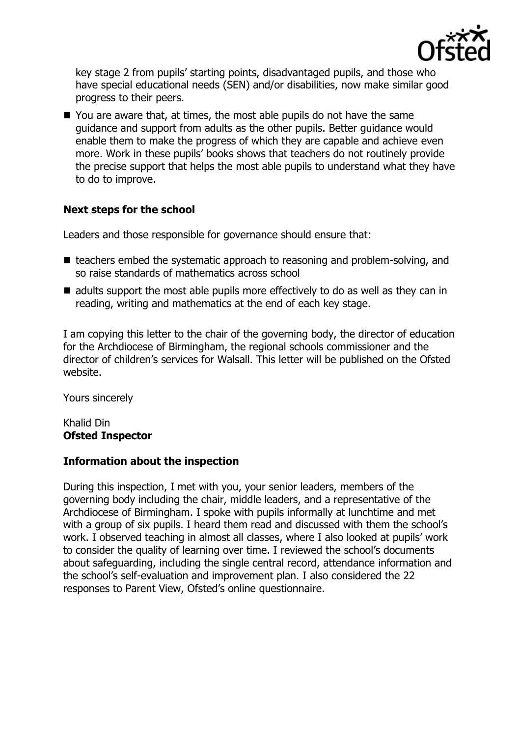key stage 2 from pupils' starting points, disadvantaged pupils, and those who have special educational needs (SEN) and/or disabilities, now make similar good progress to their peers.

- You are aware that, at times, the most able pupils do not have the same guidance and support from adults as the other pupils. Better guidance would enable them to make the progress of which they are capable and achieve even more. Work in these pupils' books shows that teachers do not routinely provide the precise support that helps the most able pupils to understand what they have to do to improve.

### Next steps for the school

Leaders and those responsible for governance should ensure that:

- teachers embed the systematic approach to reasoning and problem-solving, and so raise standards of mathematics across school
- adults support the most able pupils more effectively to do as well as they can in reading, writing and mathematics at the end of each key stage.

I am copying this letter to the chair of the governing body, the director of education for the Archdiocese of Birmingham, the regional schools commissioner and the director of children's services for Walsall. This letter will be published on the Ofsted website.

Yours sincerely

Khalid Din
**Ofsted Inspector**

### Information about the inspection

During this inspection, I met with you, your senior leaders, members of the governing body including the chair, middle leaders, and a representative of the Archdiocese of Birmingham. I spoke with pupils informally at lunchtime and met with a group of six pupils. I heard them read and discussed with them the school's work. I observed teaching in almost all classes, where I also looked at pupils' work to consider the quality of learning over time. I reviewed the school's documents about safeguarding, including the single central record, attendance information and the school's self-evaluation and improvement plan. I also considered the 22 responses to Parent View, Ofsted's online questionnaire.